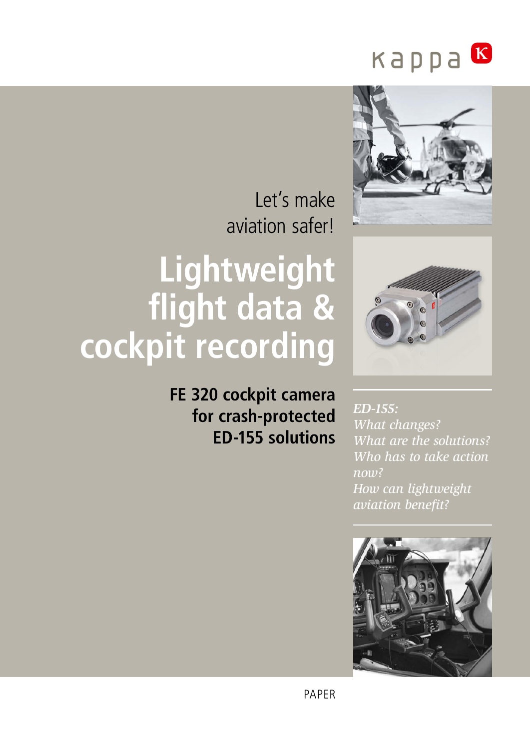kappa

Let's make aviation safer!

# Lightweight flight data & cockpit recording

## FE 320 cockpit camera for crash-protected ED-155 solutions

*ED-155:*
*What changes?*
*What are the solutions?*
*Who has to take action now?*
*How can lightweight aviation benefit?*

PAPER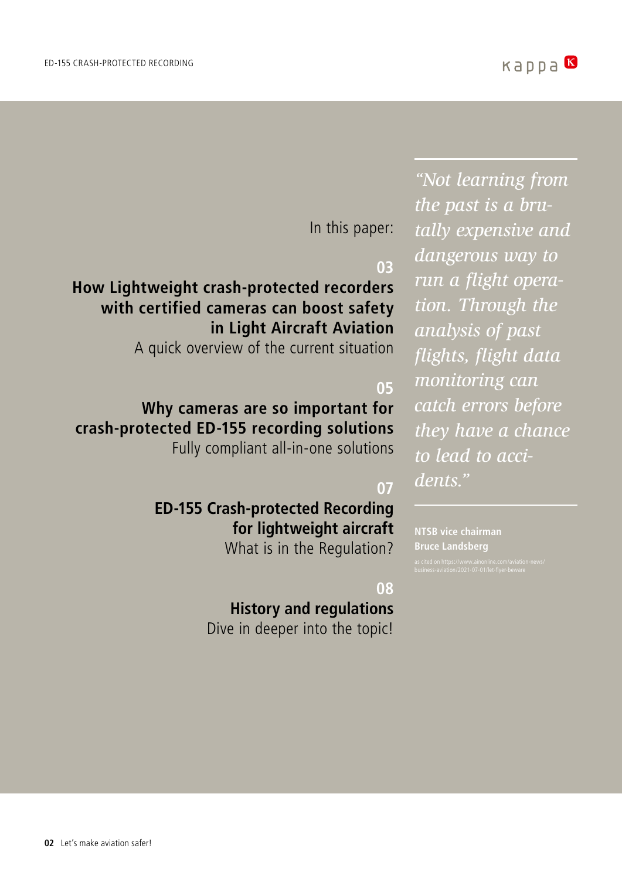In this paper:

**03**

**How Lightweight crash-protected recorders with certified cameras can boost safety in Light Aircraft Aviation**

A quick overview of the current situation

**05**

**Why cameras are so important for crash-protected ED-155 recording solutions**

Fully compliant all-in-one solutions

**07**

**ED-155 Crash-protected Recording for lightweight aircraft**

What is in the Regulation?

**08**

**History and regulations**

Dive in deeper into the topic!

*"Not learning from the past is a brutally expensive and dangerous way to run a flight operation. Through the analysis of past flights, flight data monitoring can catch errors before they have a chance to lead to accidents."*

**NTSB vice chairman Bruce Landsberg**

as cited on https://www.ainonline.com/aviation-news/business-aviation/2021-07-01/let-flyer-beware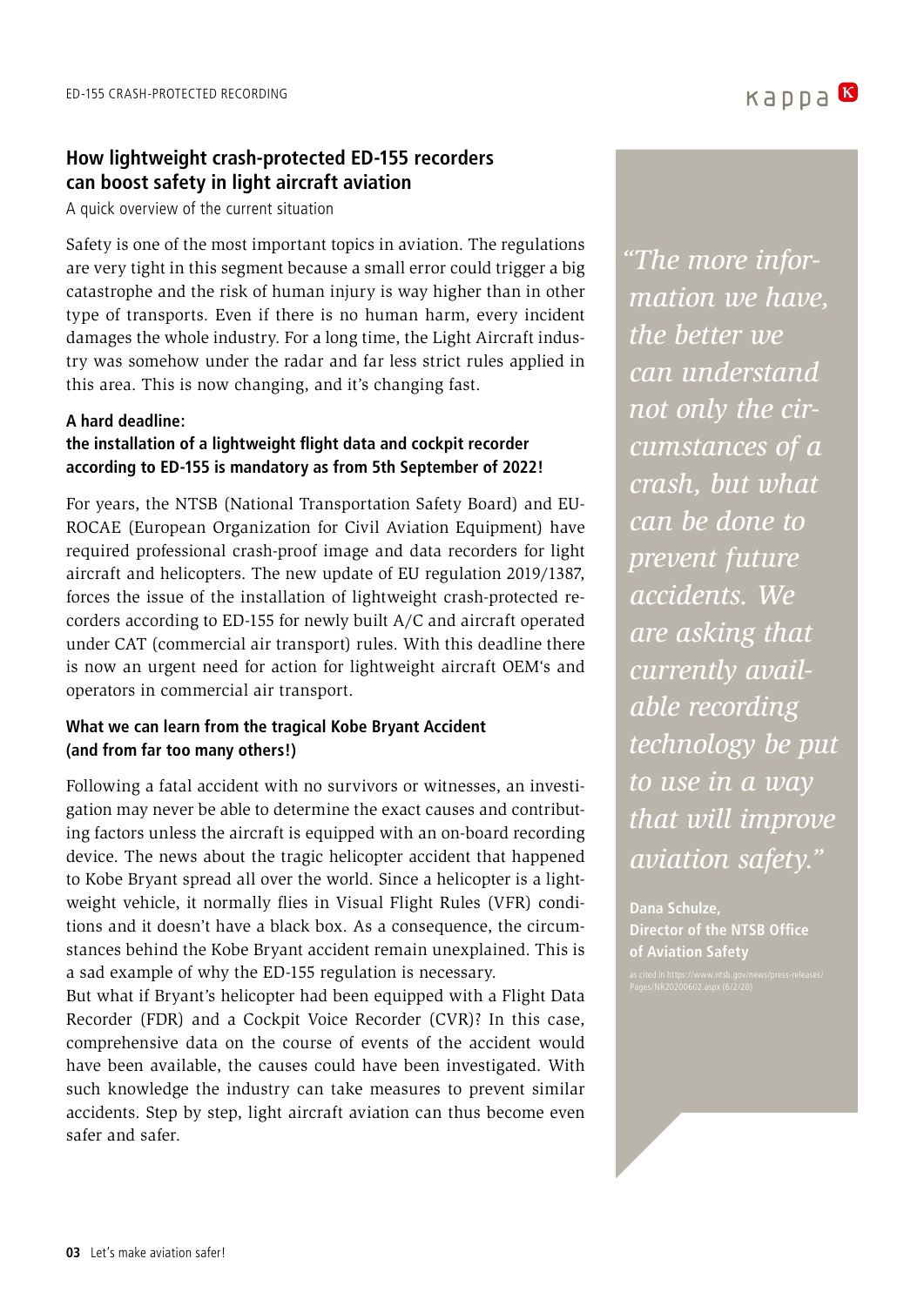## How lightweight crash-protected ED-155 recorders can boost safety in light aircraft aviation

A quick overview of the current situation

Safety is one of the most important topics in aviation. The regulations are very tight in this segment because a small error could trigger a big catastrophe and the risk of human injury is way higher than in other type of transports. Even if there is no human harm, every incident damages the whole industry. For a long time, the Light Aircraft industry was somehow under the radar and far less strict rules applied in this area. This is now changing, and it's changing fast.

**A hard deadline:**
**the installation of a lightweight flight data and cockpit recorder according to ED-155 is mandatory as from 5th September of 2022!**

For years, the NTSB (National Transportation Safety Board) and EUROCAE (European Organization for Civil Aviation Equipment) have required professional crash-proof image and data recorders for light aircraft and helicopters. The new update of EU regulation 2019/1387, forces the issue of the installation of lightweight crash-protected recorders according to ED-155 for newly built A/C and aircraft operated under CAT (commercial air transport) rules. With this deadline there is now an urgent need for action for lightweight aircraft OEM's and operators in commercial air transport.

**What we can learn from the tragical Kobe Bryant Accident (and from far too many others!)**

Following a fatal accident with no survivors or witnesses, an investigation may never be able to determine the exact causes and contributing factors unless the aircraft is equipped with an on-board recording device. The news about the tragic helicopter accident that happened to Kobe Bryant spread all over the world. Since a helicopter is a lightweight vehicle, it normally flies in Visual Flight Rules (VFR) conditions and it doesn't have a black box. As a consequence, the circumstances behind the Kobe Bryant accident remain unexplained. This is a sad example of why the ED-155 regulation is necessary.

But what if Bryant's helicopter had been equipped with a Flight Data Recorder (FDR) and a Cockpit Voice Recorder (CVR)? In this case, comprehensive data on the course of events of the accident would have been available, the causes could have been investigated. With such knowledge the industry can take measures to prevent similar accidents. Step by step, light aircraft aviation can thus become even safer and safer.

> *"The more information we have, the better we can understand not only the circumstances of a crash, but what can be done to prevent future accidents. We are asking that currently available recording technology be put to use in a way that will improve aviation safety."*
>
> **Dana Schulze, Director of the NTSB Office of Aviation Safety**
>
> as cited in https://www.ntsb.gov/news/press-releases/Pages/NR20200602.aspx (6/2/20)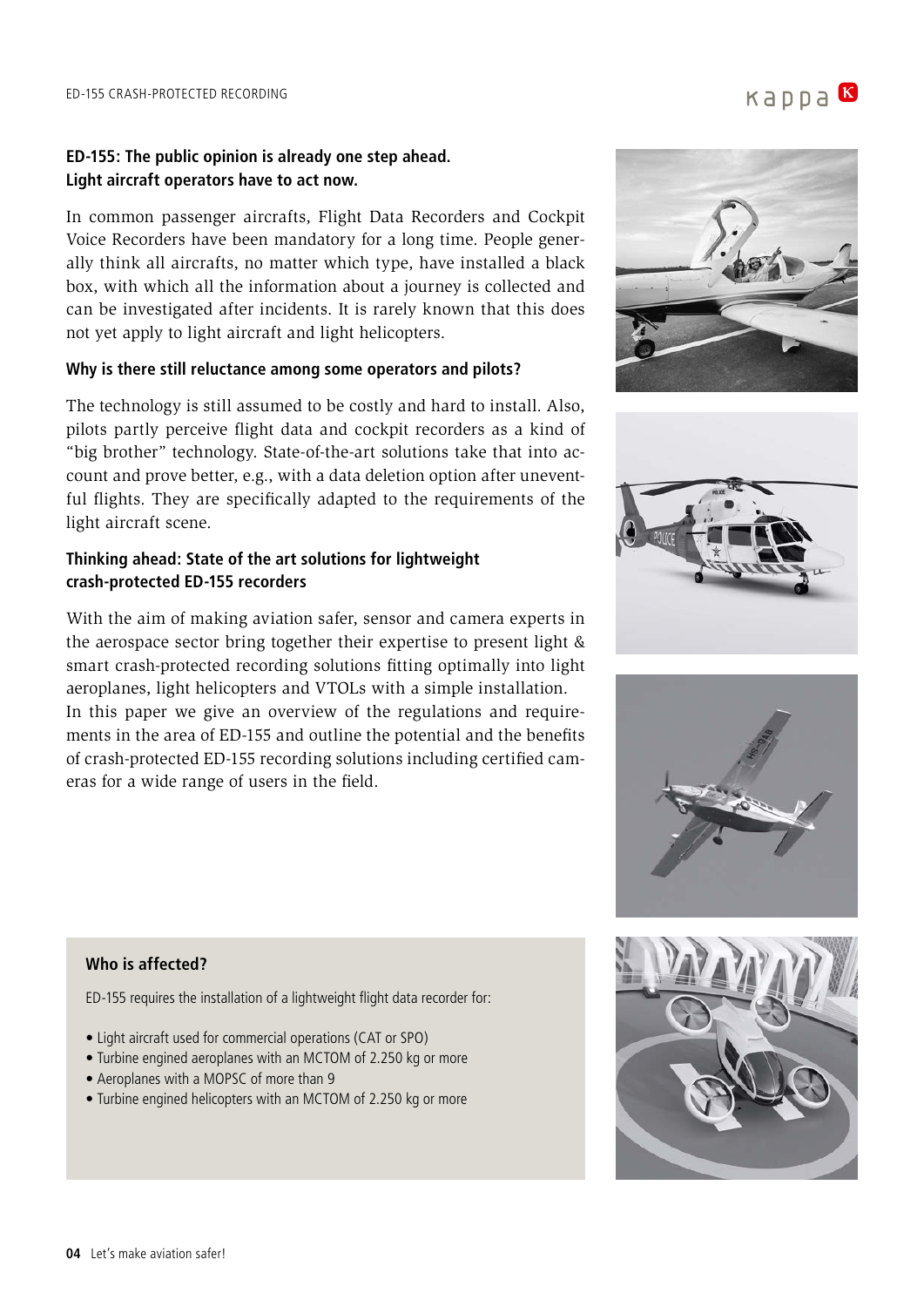## ED-155: The public opinion is already one step ahead. Light aircraft operators have to act now.

In common passenger aircrafts, Flight Data Recorders and Cockpit Voice Recorders have been mandatory for a long time. People generally think all aircrafts, no matter which type, have installed a black box, with which all the information about a journey is collected and can be investigated after incidents. It is rarely known that this does not yet apply to light aircraft and light helicopters.

### Why is there still reluctance among some operators and pilots?

The technology is still assumed to be costly and hard to install. Also, pilots partly perceive flight data and cockpit recorders as a kind of "big brother" technology. State-of-the-art solutions take that into account and prove better, e.g., with a data deletion option after uneventful flights. They are specifically adapted to the requirements of the light aircraft scene.

### Thinking ahead: State of the art solutions for lightweight crash-protected ED-155 recorders

With the aim of making aviation safer, sensor and camera experts in the aerospace sector bring together their expertise to present light & smart crash-protected recording solutions fitting optimally into light aeroplanes, light helicopters and VTOLs with a simple installation.
In this paper we give an overview of the regulations and requirements in the area of ED-155 and outline the potential and the benefits of crash-protected ED-155 recording solutions including certified cameras for a wide range of users in the field.

### Who is affected?

ED-155 requires the installation of a lightweight flight data recorder for:

- Light aircraft used for commercial operations (CAT or SPO)
- Turbine engined aeroplanes with an MCTOM of 2.250 kg or more
- Aeroplanes with a MOPSC of more than 9
- Turbine engined helicopters with an MCTOM of 2.250 kg or more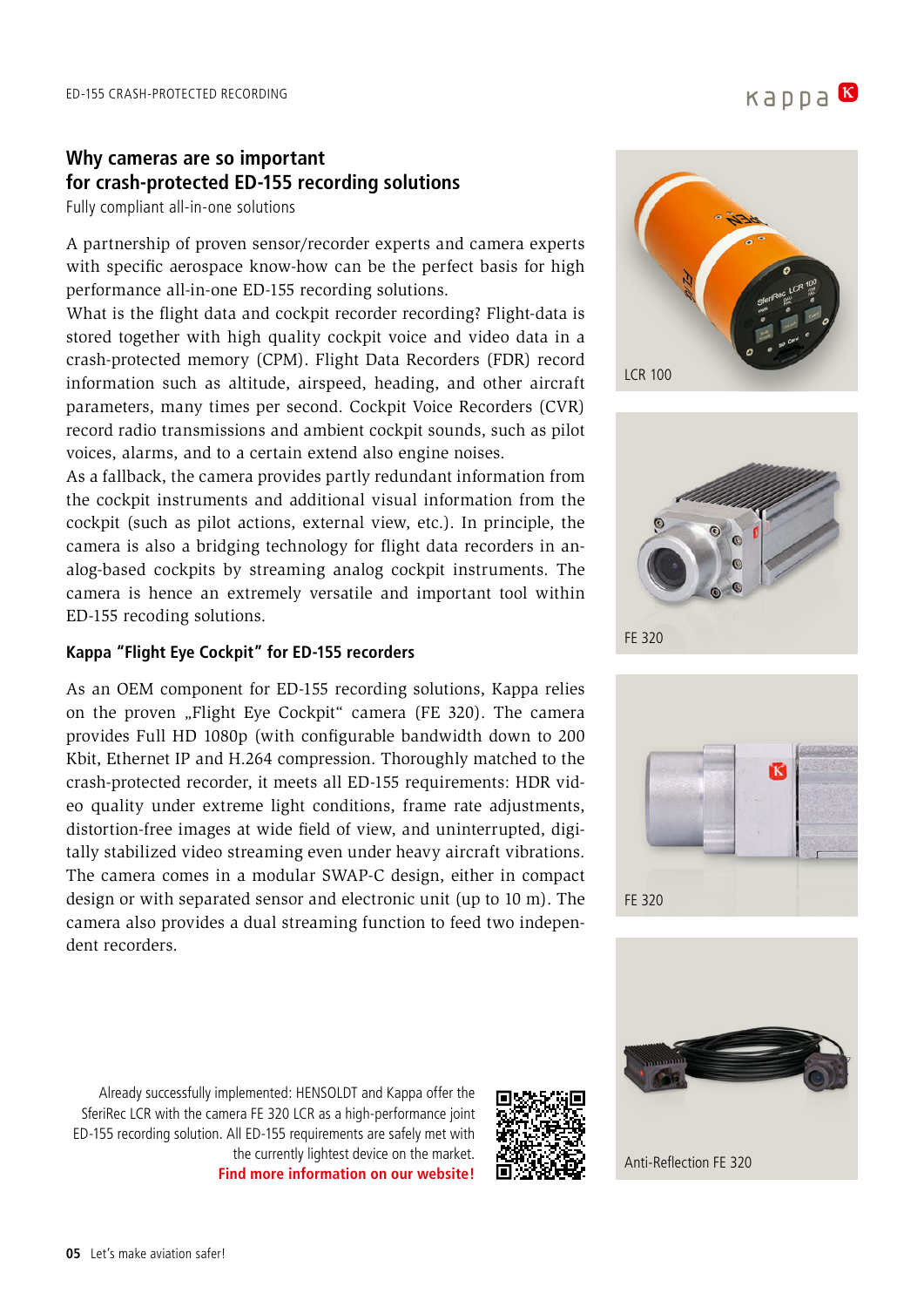## Why cameras are so important for crash-protected ED-155 recording solutions

Fully compliant all-in-one solutions

A partnership of proven sensor/recorder experts and camera experts with specific aerospace know-how can be the perfect basis for high performance all-in-one ED-155 recording solutions.
What is the flight data and cockpit recorder recording? Flight-data is stored together with high quality cockpit voice and video data in a crash-protected memory (CPM). Flight Data Recorders (FDR) record information such as altitude, airspeed, heading, and other aircraft parameters, many times per second. Cockpit Voice Recorders (CVR) record radio transmissions and ambient cockpit sounds, such as pilot voices, alarms, and to a certain extend also engine noises.
As a fallback, the camera provides partly redundant information from the cockpit instruments and additional visual information from the cockpit (such as pilot actions, external view, etc.). In principle, the camera is also a bridging technology for flight data recorders in analog-based cockpits by streaming analog cockpit instruments. The camera is hence an extremely versatile and important tool within ED-155 recoding solutions.

### Kappa "Flight Eye Cockpit" for ED-155 recorders

As an OEM component for ED-155 recording solutions, Kappa relies on the proven „Flight Eye Cockpit" camera (FE 320). The camera provides Full HD 1080p (with configurable bandwidth down to 200 Kbit, Ethernet IP and H.264 compression. Thoroughly matched to the crash-protected recorder, it meets all ED-155 requirements: HDR video quality under extreme light conditions, frame rate adjustments, distortion-free images at wide field of view, and uninterrupted, digitally stabilized video streaming even under heavy aircraft vibrations. The camera comes in a modular SWAP-C design, either in compact design or with separated sensor and electronic unit (up to 10 m). The camera also provides a dual streaming function to feed two independent recorders.

Already successfully implemented: HENSOLDT and Kappa offer the SferiRec LCR with the camera FE 320 LCR as a high-performance joint ED-155 recording solution. All ED-155 requirements are safely met with the currently lightest device on the market.
**Find more information on our website!**

LCR 100

FE 320

FE 320

Anti-Reflection FE 320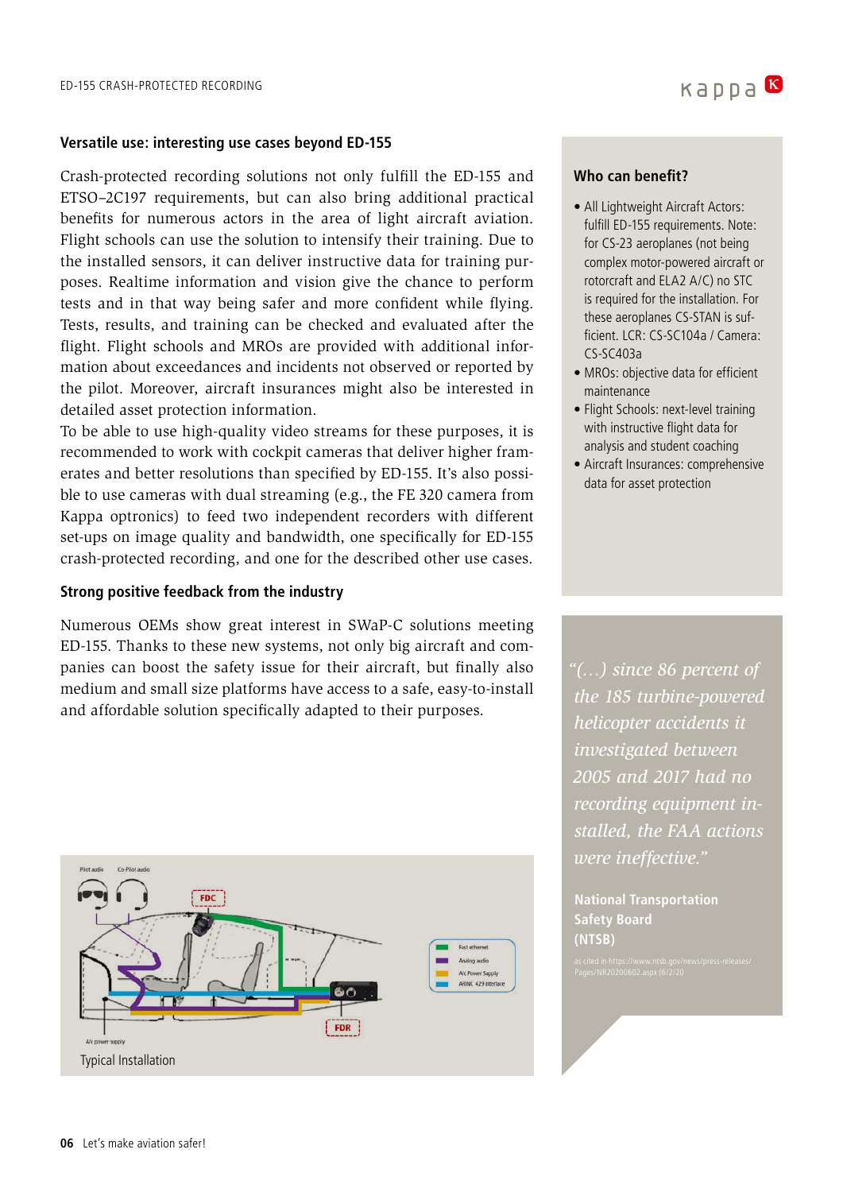## Versatile use: interesting use cases beyond ED-155

Crash-protected recording solutions not only fulfill the ED-155 and ETSO–2C197 requirements, but can also bring additional practical benefits for numerous actors in the area of light aircraft aviation. Flight schools can use the solution to intensify their training. Due to the installed sensors, it can deliver instructive data for training purposes. Realtime information and vision give the chance to perform tests and in that way being safer and more confident while flying. Tests, results, and training can be checked and evaluated after the flight. Flight schools and MROs are provided with additional information about exceedances and incidents not observed or reported by the pilot. Moreover, aircraft insurances might also be interested in detailed asset protection information.

To be able to use high-quality video streams for these purposes, it is recommended to work with cockpit cameras that deliver higher framerates and better resolutions than specified by ED-155. It's also possible to use cameras with dual streaming (e.g., the FE 320 camera from Kappa optronics) to feed two independent recorders with different set-ups on image quality and bandwidth, one specifically for ED-155 crash-protected recording, and one for the described other use cases.

## Strong positive feedback from the industry

Numerous OEMs show great interest in SWaP-C solutions meeting ED-155. Thanks to these new systems, not only big aircraft and companies can boost the safety issue for their aircraft, but finally also medium and small size platforms have access to a safe, easy-to-install and affordable solution specifically adapted to their purposes.

Pilot audio | Co-Pilot audio | FDC | FDR | A/c power supply

Fast ethernet | Analog audio | A/c Power Supply | ARINC 429 interface

Typical Installation

### Who can benefit?

- All Lightweight Aircraft Actors: fulfill ED-155 requirements. Note: for CS-23 aeroplanes (not being complex motor-powered aircraft or rotorcraft and ELA2 A/C) no STC is required for the installation. For these aeroplanes CS-STAN is sufficient. LCR: CS-SC104a / Camera: CS-SC403a
- MROs: objective data for efficient maintenance
- Flight Schools: next-level training with instructive flight data for analysis and student coaching
- Aircraft Insurances: comprehensive data for asset protection

> *"(…) since 86 percent of the 185 turbine-powered helicopter accidents it investigated between 2005 and 2017 had no recording equipment installed, the FAA actions were ineffective."*
>
> **National Transportation Safety Board (NTSB)**
>
> as cited in https://www.ntsb.gov/news/press-releases/Pages/NR20200602.aspx (6/2/20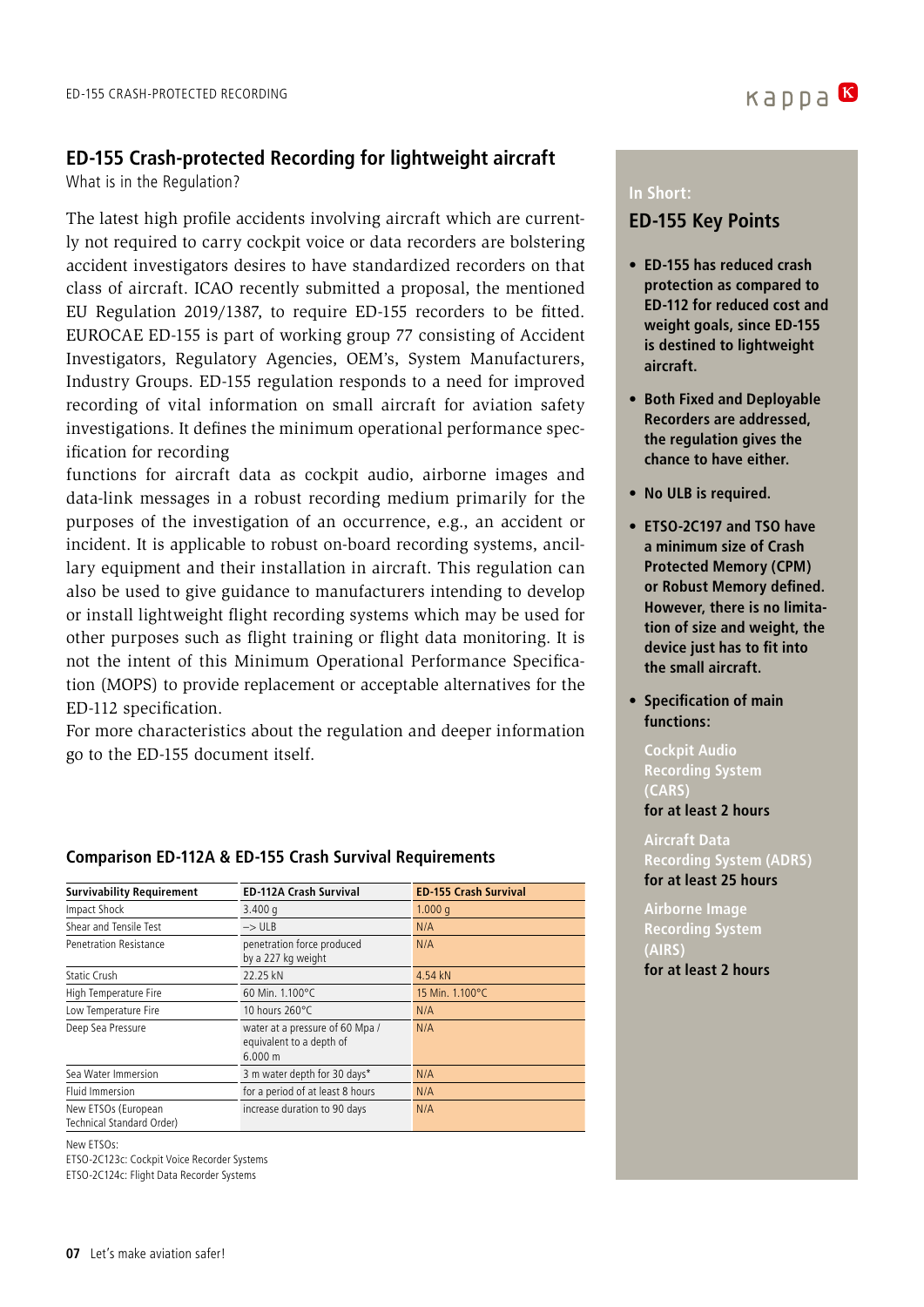## ED-155 Crash-protected Recording for lightweight aircraft

What is in the Regulation?

The latest high profile accidents involving aircraft which are currently not required to carry cockpit voice or data recorders are bolstering accident investigators desires to have standardized recorders on that class of aircraft. ICAO recently submitted a proposal, the mentioned EU Regulation 2019/1387, to require ED-155 recorders to be fitted. EUROCAE ED-155 is part of working group 77 consisting of Accident Investigators, Regulatory Agencies, OEM's, System Manufacturers, Industry Groups. ED-155 regulation responds to a need for improved recording of vital information on small aircraft for aviation safety investigations. It defines the minimum operational performance specification for recording

functions for aircraft data as cockpit audio, airborne images and data-link messages in a robust recording medium primarily for the purposes of the investigation of an occurrence, e.g., an accident or incident. It is applicable to robust on-board recording systems, ancillary equipment and their installation in aircraft. This regulation can also be used to give guidance to manufacturers intending to develop or install lightweight flight recording systems which may be used for other purposes such as flight training or flight data monitoring. It is not the intent of this Minimum Operational Performance Specification (MOPS) to provide replacement or acceptable alternatives for the ED-112 specification.

For more characteristics about the regulation and deeper information go to the ED-155 document itself.

### Comparison ED-112A & ED-155 Crash Survival Requirements

| Survivability Requirement | ED-112A Crash Survival | ED-155 Crash Survival |
|---|---|---|
| Impact Shock | 3.400 g | 1.000 g |
| Shear and Tensile Test | –> ULB | N/A |
| Penetration Resistance | penetration force produced by a 227 kg weight | N/A |
| Static Crush | 22.25 kN | 4.54 kN |
| High Temperature Fire | 60 Min. 1.100°C | 15 Min. 1.100°C |
| Low Temperature Fire | 10 hours 260°C | N/A |
| Deep Sea Pressure | water at a pressure of 60 Mpa / equivalent to a depth of 6.000 m | N/A |
| Sea Water Immersion | 3 m water depth for 30 days* | N/A |
| Fluid Immersion | for a period of at least 8 hours | N/A |
| New ETSOs (European Technical Standard Order) | increase duration to 90 days | N/A |

New ETSOs:
ETSO-2C123c: Cockpit Voice Recorder Systems
ETSO-2C124c: Flight Data Recorder Systems

**In Short:**

### ED-155 Key Points

- **ED-155 has reduced crash protection as compared to ED-112 for reduced cost and weight goals, since ED-155 is destined to lightweight aircraft.**
- **Both Fixed and Deployable Recorders are addressed, the regulation gives the chance to have either.**
- **No ULB is required.**
- **ETSO-2C197 and TSO have a minimum size of Crash Protected Memory (CPM) or Robust Memory defined. However, there is no limitation of size and weight, the device just has to fit into the small aircraft.**
- **Specification of main functions:**

  **Cockpit Audio Recording System (CARS)**
  **for at least 2 hours**

  **Aircraft Data Recording System (ADRS)**
  **for at least 25 hours**

  **Airborne Image Recording System (AIRS)**
  **for at least 2 hours**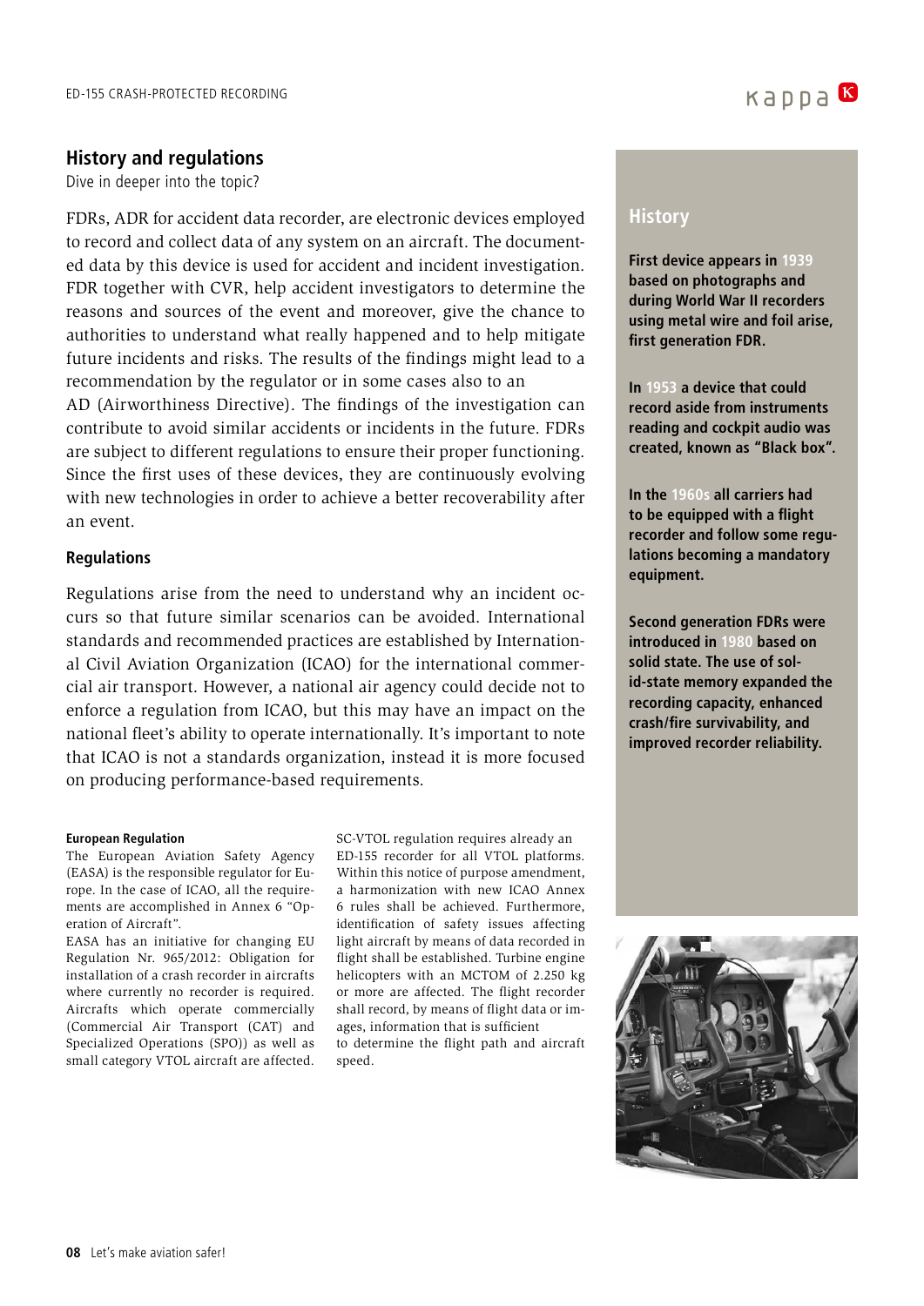## History and regulations

Dive in deeper into the topic?

FDRs, ADR for accident data recorder, are electronic devices employed to record and collect data of any system on an aircraft. The documented data by this device is used for accident and incident investigation. FDR together with CVR, help accident investigators to determine the reasons and sources of the event and moreover, give the chance to authorities to understand what really happened and to help mitigate future incidents and risks. The results of the findings might lead to a recommendation by the regulator or in some cases also to an AD (Airworthiness Directive). The findings of the investigation can contribute to avoid similar accidents or incidents in the future. FDRs are subject to different regulations to ensure their proper functioning. Since the first uses of these devices, they are continuously evolving with new technologies in order to achieve a better recoverability after an event.

### Regulations

Regulations arise from the need to understand why an incident occurs so that future similar scenarios can be avoided. International standards and recommended practices are established by International Civil Aviation Organization (ICAO) for the international commercial air transport. However, a national air agency could decide not to enforce a regulation from ICAO, but this may have an impact on the national fleet's ability to operate internationally. It's important to note that ICAO is not a standards organization, instead it is more focused on producing performance-based requirements.

#### European Regulation

The European Aviation Safety Agency (EASA) is the responsible regulator for Europe. In the case of ICAO, all the requirements are accomplished in Annex 6 "Operation of Aircraft".
EASA has an initiative for changing EU Regulation Nr. 965/2012: Obligation for installation of a crash recorder in aircrafts where currently no recorder is required. Aircrafts which operate commercially (Commercial Air Transport (CAT) and Specialized Operations (SPO)) as well as small category VTOL aircraft are affected. SC-VTOL regulation requires already an ED-155 recorder for all VTOL platforms. Within this notice of purpose amendment, a harmonization with new ICAO Annex 6 rules shall be achieved. Furthermore, identification of safety issues affecting light aircraft by means of data recorded in flight shall be established. Turbine engine helicopters with an MCTOM of 2.250 kg or more are affected. The flight recorder shall record, by means of flight data or images, information that is sufficient to determine the flight path and aircraft speed.

## History

**First device appears in 1939 based on photographs and during World War II recorders using metal wire and foil arise, first generation FDR.**

**In 1953 a device that could record aside from instruments reading and cockpit audio was created, known as "Black box".**

**In the 1960s all carriers had to be equipped with a flight recorder and follow some regulations becoming a mandatory equipment.**

**Second generation FDRs were introduced in 1980 based on solid state. The use of solid-state memory expanded the recording capacity, enhanced crash/fire survivability, and improved recorder reliability.**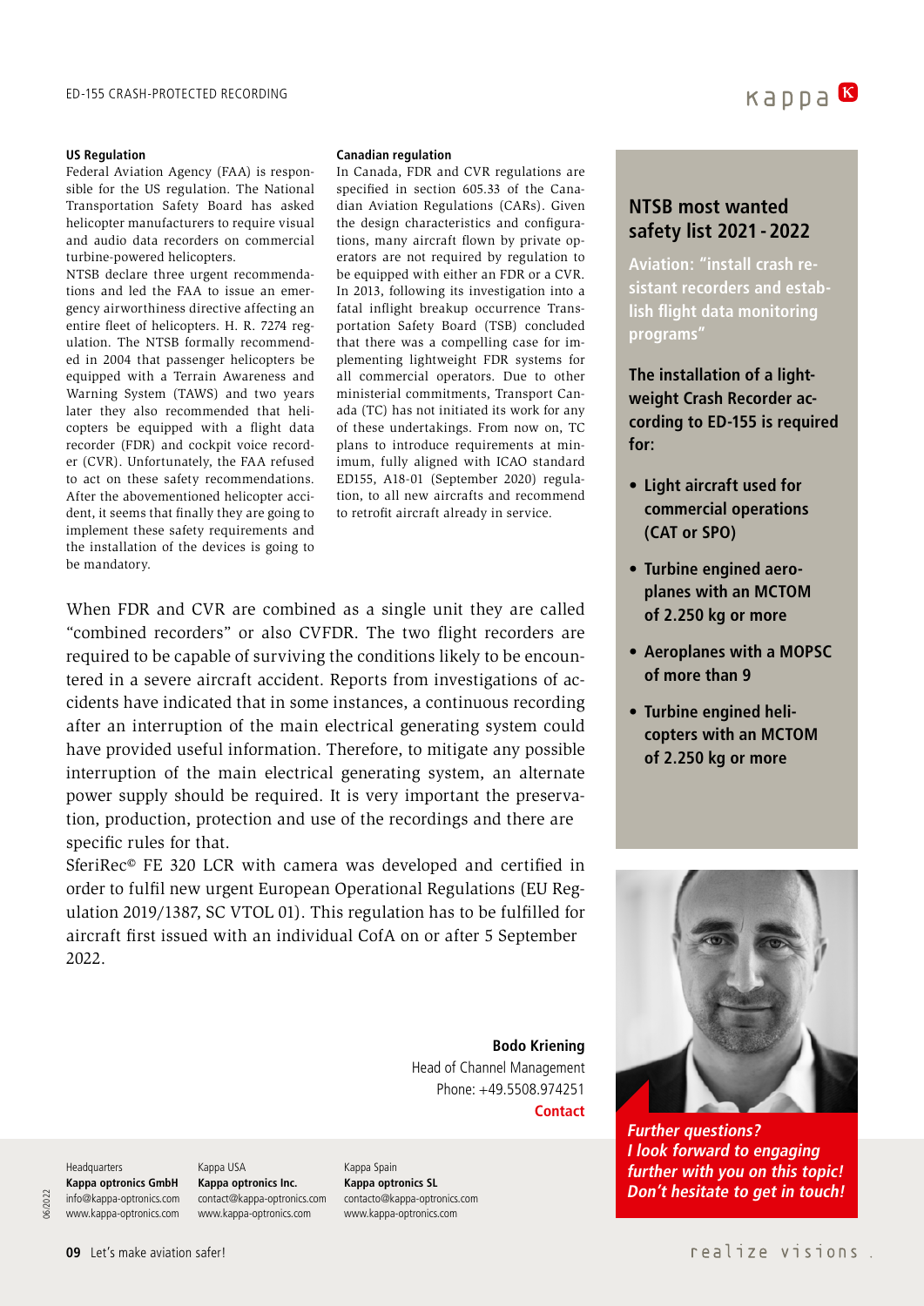### US Regulation

Federal Aviation Agency (FAA) is responsible for the US regulation. The National Transportation Safety Board has asked helicopter manufacturers to require visual and audio data recorders on commercial turbine-powered helicopters.

NTSB declare three urgent recommendations and led the FAA to issue an emergency airworthiness directive affecting an entire fleet of helicopters. H. R. 7274 regulation. The NTSB formally recommended in 2004 that passenger helicopters be equipped with a Terrain Awareness and Warning System (TAWS) and two years later they also recommended that helicopters be equipped with a flight data recorder (FDR) and cockpit voice recorder (CVR). Unfortunately, the FAA refused to act on these safety recommendations. After the abovementioned helicopter accident, it seems that finally they are going to implement these safety requirements and the installation of the devices is going to be mandatory.

### Canadian regulation

In Canada, FDR and CVR regulations are specified in section 605.33 of the Canadian Aviation Regulations (CARs). Given the design characteristics and configurations, many aircraft flown by private operators are not required by regulation to be equipped with either an FDR or a CVR. In 2013, following its investigation into a fatal inflight breakup occurrence Transportation Safety Board (TSB) concluded that there was a compelling case for implementing lightweight FDR systems for all commercial operators. Due to other ministerial commitments, Transport Canada (TC) has not initiated its work for any of these undertakings. From now on, TC plans to introduce requirements at minimum, fully aligned with ICAO standard ED155, A18-01 (September 2020) regulation, to all new aircrafts and recommend to retrofit aircraft already in service.

When FDR and CVR are combined as a single unit they are called "combined recorders" or also CVFDR. The two flight recorders are required to be capable of surviving the conditions likely to be encountered in a severe aircraft accident. Reports from investigations of accidents have indicated that in some instances, a continuous recording after an interruption of the main electrical generating system could have provided useful information. Therefore, to mitigate any possible interruption of the main electrical generating system, an alternate power supply should be required. It is very important the preservation, production, protection and use of the recordings and there are specific rules for that.

SferiRec© FE 320 LCR with camera was developed and certified in order to fulfil new urgent European Operational Regulations (EU Regulation 2019/1387, SC VTOL 01). This regulation has to be fulfilled for aircraft first issued with an individual CofA on or after 5 September 2022.

## NTSB most wanted safety list 2021 - 2022

**Aviation: "install crash resistant recorders and establish flight data monitoring programs"**

**The installation of a lightweight Crash Recorder according to ED-155 is required for:**

- **Light aircraft used for commercial operations (CAT or SPO)**
- **Turbine engined aeroplanes with an MCTOM of 2.250 kg or more**
- **Aeroplanes with a MOPSC of more than 9**
- **Turbine engined helicopters with an MCTOM of 2.250 kg or more**

**Bodo Kriening**
Head of Channel Management
Phone: +49.5508.974251
**Contact**

***Further questions? I look forward to engaging further with you on this topic! Don't hesitate to get in touch!***

Headquarters
**Kappa optronics GmbH**
info@kappa-optronics.com
www.kappa-optronics.com

Kappa USA
**Kappa optronics Inc.**
contact@kappa-optronics.com
www.kappa-optronics.com

Kappa Spain
**Kappa optronics SL**
contacto@kappa-optronics.com
www.kappa-optronics.com

06/2022